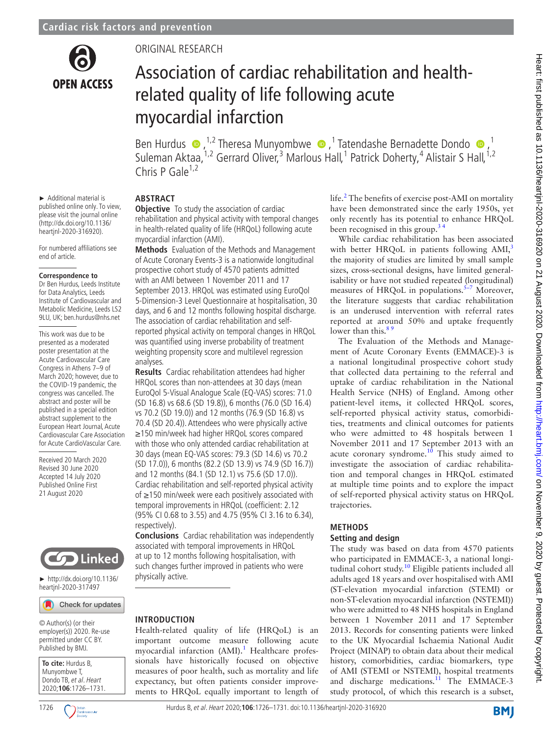ORIGINAL RESEARCH

# Association of cardiac rehabilitation and health-related quality of life following acute myocardial infarction

Ben Hurdus ,[1,2] Theresa Munyombwe ,[1] Tatendashe Bernadette Dondo ,[1] Suleman Aktaa,[1,2] Gerrard Oliver,[3] Marlous Hall,[1] Patrick Doherty,[4] Alistair S Hall,[1,2] Chris P Gale[1,2]

► Additional material is published online only. To view, please visit the journal online (http://dx.doi.org/10.1136/heartjnl-2020-316920).

For numbered affiliations see end of article.

**Correspondence to**
Dr Ben Hurdus, Leeds Institute for Data Analytics, Leeds Institute of Cardiovascular and Metabolic Medicine, Leeds LS2 9LU, UK; ben.hurdus@nhs.net

This work was due to be presented as a moderated poster presentation at the Acute Cardiovascular Care Congress in Athens 7–9 of March 2020; however, due to the COVID-19 pandemic, the congress was cancelled. The abstract and poster will be published in a special edition abstract supplement to the European Heart Journal, Acute Cardiovascular Care Association for Acute CardioVascular Care.

Received 20 March 2020
Revised 30 June 2020
Accepted 14 July 2020
Published Online First 21 August 2020

► http://dx.doi.org/10.1136/heartjnl-2020-317497

© Author(s) (or their employer(s)) 2020. Re-use permitted under CC BY. Published by BMJ.

**To cite:** Hurdus B, Munyombwe T, Dondo TB, *et al*. *Heart* 2020;**106**:1726–1731.

## ABSTRACT

**Objective** To study the association of cardiac rehabilitation and physical activity with temporal changes in health-related quality of life (HRQoL) following acute myocardial infarction (AMI).

**Methods** Evaluation of the Methods and Management of Acute Coronary Events-3 is a nationwide longitudinal prospective cohort study of 4570 patients admitted with an AMI between 1 November 2011 and 17 September 2013. HRQoL was estimated using EuroQol 5-Dimension-3 Level Questionnaire at hospitalisation, 30 days, and 6 and 12 months following hospital discharge. The association of cardiac rehabilitation and self-reported physical activity on temporal changes in HRQoL was quantified using inverse probability of treatment weighting propensity score and multilevel regression analyses.

**Results** Cardiac rehabilitation attendees had higher HRQoL scores than non-attendees at 30 days (mean EuroQol 5-Visual Analogue Scale (EQ-VAS) scores: 71.0 (SD 16.8) vs 68.6 (SD 19.8)), 6 months (76.0 (SD 16.4) vs 70.2 (SD 19.0)) and 12 months (76.9 (SD 16.8) vs 70.4 (SD 20.4)). Attendees who were physically active ≥150 min/week had higher HRQoL scores compared with those who only attended cardiac rehabilitation at 30 days (mean EQ-VAS scores: 79.3 (SD 14.6) vs 70.2 (SD 17.0)), 6 months (82.2 (SD 13.9) vs 74.9 (SD 16.7)) and 12 months (84.1 (SD 12.1) vs 75.6 (SD 17.0)). Cardiac rehabilitation and self-reported physical activity of ≥150 min/week were each positively associated with temporal improvements in HRQoL (coefficient: 2.12 (95% CI 0.68 to 3.55) and 4.75 (95% CI 3.16 to 6.34), respectively).

**Conclusions** Cardiac rehabilitation was independently associated with temporal improvements in HRQoL at up to 12 months following hospitalisation, with such changes further improved in patients who were physically active.

## INTRODUCTION

Health-related quality of life (HRQoL) is an important outcome measure following acute myocardial infarction (AMI).[1] Healthcare professionals have historically focused on objective measures of poor health, such as mortality and life expectancy, but often patients consider improvements to HRQoL equally important to length of life.[2] The benefits of exercise post-AMI on mortality have been demonstrated since the early 1950s, yet only recently has its potential to enhance HRQoL been recognised in this group.[3,4]

While cardiac rehabilitation has been associated with better HRQoL in patients following AMI,[3] the majority of studies are limited by small sample sizes, cross-sectional designs, have limited generalisability or have not studied repeated (longitudinal) measures of HRQoL in populations.[5–7] Moreover, the literature suggests that cardiac rehabilitation is an underused intervention with referral rates reported at around 50% and uptake frequently lower than this.[8,9]

The Evaluation of the Methods and Management of Acute Coronary Events (EMMACE)-3 is a national longitudinal prospective cohort study that collected data pertaining to the referral and uptake of cardiac rehabilitation in the National Health Service (NHS) of England. Among other patient-level items, it collected HRQoL scores, self-reported physical activity status, comorbidities, treatments and clinical outcomes for patients who were admitted to 48 hospitals between 1 November 2011 and 17 September 2013 with an acute coronary syndrome.[10] This study aimed to investigate the association of cardiac rehabilitation and temporal changes in HRQoL estimated at multiple time points and to explore the impact of self-reported physical activity status on HRQoL trajectories.

## METHODS

### Setting and design

The study was based on data from 4570 patients who participated in EMMACE-3, a national longitudinal cohort study.[10] Eligible patients included all adults aged 18 years and over hospitalised with AMI (ST-elevation myocardial infarction (STEMI) or non-ST-elevation myocardial infarction (NSTEMI)) who were admitted to 48 NHS hospitals in England between 1 November 2011 and 17 September 2013. Records for consenting patients were linked to the UK Myocardial Ischaemia National Audit Project (MINAP) to obtain data about their medical history, comorbidities, cardiac biomarkers, type of AMI (STEMI or NSTEMI), hospital treatments and discharge medications.[11] The EMMACE-3 study protocol, of which this research is a subset,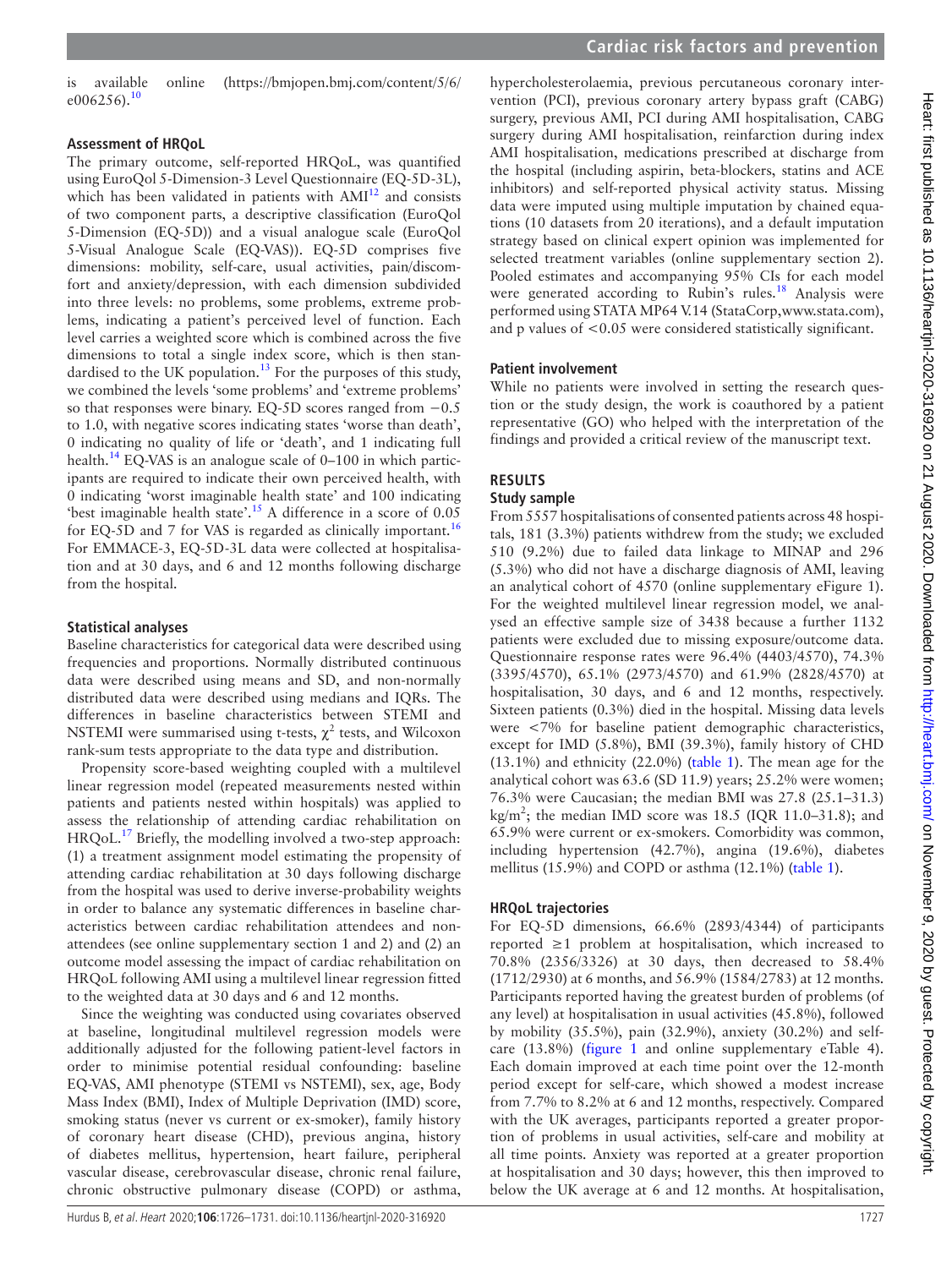is available online (https://bmjopen.bmj.com/content/5/6/e006256).[10]

### Assessment of HRQoL

The primary outcome, self-reported HRQoL, was quantified using EuroQol 5-Dimension-3 Level Questionnaire (EQ-5D-3L), which has been validated in patients with AMI[12] and consists of two component parts, a descriptive classification (EuroQol 5-Dimension (EQ-5D)) and a visual analogue scale (EuroQol 5-Visual Analogue Scale (EQ-VAS)). EQ-5D comprises five dimensions: mobility, self-care, usual activities, pain/discomfort and anxiety/depression, with each dimension subdivided into three levels: no problems, some problems, extreme problems, indicating a patient's perceived level of function. Each level carries a weighted score which is combined across the five dimensions to total a single index score, which is then standardised to the UK population.[13] For the purposes of this study, we combined the levels 'some problems' and 'extreme problems' so that responses were binary. EQ-5D scores ranged from −0.5 to 1.0, with negative scores indicating states 'worse than death', 0 indicating no quality of life or 'death', and 1 indicating full health.[14] EQ-VAS is an analogue scale of 0–100 in which participants are required to indicate their own perceived health, with 0 indicating 'worst imaginable health state' and 100 indicating 'best imaginable health state'.[15] A difference in a score of 0.05 for EQ-5D and 7 for VAS is regarded as clinically important.[16] For EMMACE-3, EQ-5D-3L data were collected at hospitalisation and at 30 days, and 6 and 12 months following discharge from the hospital.

### Statistical analyses

Baseline characteristics for categorical data were described using frequencies and proportions. Normally distributed continuous data were described using means and SD, and non-normally distributed data were described using medians and IQRs. The differences in baseline characteristics between STEMI and NSTEMI were summarised using t-tests, $\chi^2$ tests, and Wilcoxon rank-sum tests appropriate to the data type and distribution.

Propensity score-based weighting coupled with a multilevel linear regression model (repeated measurements nested within patients and patients nested within hospitals) was applied to assess the relationship of attending cardiac rehabilitation on HRQoL.[17] Briefly, the modelling involved a two-step approach: (1) a treatment assignment model estimating the propensity of attending cardiac rehabilitation at 30 days following discharge from the hospital was used to derive inverse-probability weights in order to balance any systematic differences in baseline characteristics between cardiac rehabilitation attendees and non-attendees (see online supplementary section 1 and 2) and (2) an outcome model assessing the impact of cardiac rehabilitation on HRQoL following AMI using a multilevel linear regression fitted to the weighted data at 30 days and 6 and 12 months.

Since the weighting was conducted using covariates observed at baseline, longitudinal multilevel regression models were additionally adjusted for the following patient-level factors in order to minimise potential residual confounding: baseline EQ-VAS, AMI phenotype (STEMI vs NSTEMI), sex, age, Body Mass Index (BMI), Index of Multiple Deprivation (IMD) score, smoking status (never vs current or ex-smoker), family history of coronary heart disease (CHD), previous angina, history of diabetes mellitus, hypertension, heart failure, peripheral vascular disease, cerebrovascular disease, chronic renal failure, chronic obstructive pulmonary disease (COPD) or asthma, hypercholesterolaemia, previous percutaneous coronary intervention (PCI), previous coronary artery bypass graft (CABG) surgery, previous AMI, PCI during AMI hospitalisation, CABG surgery during AMI hospitalisation, reinfarction during index AMI hospitalisation, medications prescribed at discharge from the hospital (including aspirin, beta-blockers, statins and ACE inhibitors) and self-reported physical activity status. Missing data were imputed using multiple imputation by chained equations (10 datasets from 20 iterations), and a default imputation strategy based on clinical expert opinion was implemented for selected treatment variables (online supplementary section 2). Pooled estimates and accompanying 95% CIs for each model were generated according to Rubin's rules.[18] Analysis were performed using STATA MP64 V.14 (StataCorp,www.stata.com), and p values of <0.05 were considered statistically significant.

### Patient involvement

While no patients were involved in setting the research question or the study design, the work is coauthored by a patient representative (GO) who helped with the interpretation of the findings and provided a critical review of the manuscript text.

## RESULTS

### Study sample

From 5557 hospitalisations of consented patients across 48 hospitals, 181 (3.3%) patients withdrew from the study; we excluded 510 (9.2%) due to failed data linkage to MINAP and 296 (5.3%) who did not have a discharge diagnosis of AMI, leaving an analytical cohort of 4570 (online supplementary eFigure 1). For the weighted multilevel linear regression model, we analysed an effective sample size of 3438 because a further 1132 patients were excluded due to missing exposure/outcome data. Questionnaire response rates were 96.4% (4403/4570), 74.3% (3395/4570), 65.1% (2973/4570) and 61.9% (2828/4570) at hospitalisation, 30 days, and 6 and 12 months, respectively. Sixteen patients (0.3%) died in the hospital. Missing data levels were <7% for baseline patient demographic characteristics, except for IMD (5.8%), BMI (39.3%), family history of CHD (13.1%) and ethnicity (22.0%) (table 1). The mean age for the analytical cohort was 63.6 (SD 11.9) years; 25.2% were women; 76.3% were Caucasian; the median BMI was 27.8 (25.1–31.3) $kg/m^2$; the median IMD score was 18.5 (IQR 11.0–31.8); and 65.9% were current or ex-smokers. Comorbidity was common, including hypertension (42.7%), angina (19.6%), diabetes mellitus (15.9%) and COPD or asthma (12.1%) (table 1).

### HRQoL trajectories

For EQ-5D dimensions, 66.6% (2893/4344) of participants reported ≥1 problem at hospitalisation, which increased to 70.8% (2356/3326) at 30 days, then decreased to 58.4% (1712/2930) at 6 months, and 56.9% (1584/2783) at 12 months. Participants reported having the greatest burden of problems (of any level) at hospitalisation in usual activities (45.8%), followed by mobility (35.5%), pain (32.9%), anxiety (30.2%) and self-care (13.8%) (figure 1 and online supplementary eTable 4). Each domain improved at each time point over the 12-month period except for self-care, which showed a modest increase from 7.7% to 8.2% at 6 and 12 months, respectively. Compared with the UK averages, participants reported a greater proportion of problems in usual activities, self-care and mobility at all time points. Anxiety was reported at a greater proportion at hospitalisation and 30 days; however, this then improved to below the UK average at 6 and 12 months. At hospitalisation,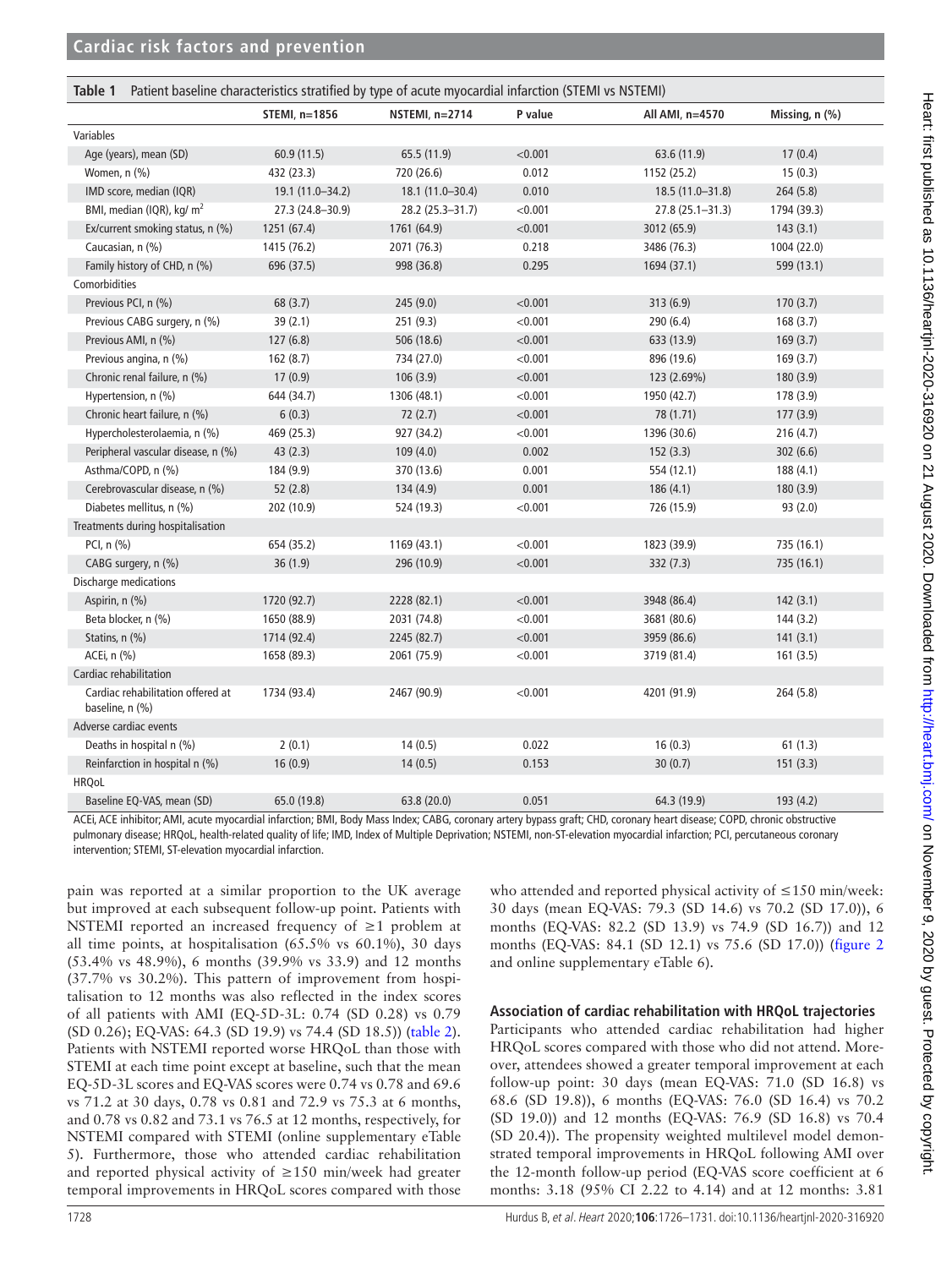**Table 1** Patient baseline characteristics stratified by type of acute myocardial infarction (STEMI vs NSTEMI)

| | STEMI, n=1856 | NSTEMI, n=2714 | P value | All AMI, n=4570 | Missing, n (%) |
|---|---|---|---|---|---|
| Variables | | | | | |
| Age (years), mean (SD) | 60.9 (11.5) | 65.5 (11.9) | <0.001 | 63.6 (11.9) | 17 (0.4) |
| Women, n (%) | 432 (23.3) | 720 (26.6) | 0.012 | 1152 (25.2) | 15 (0.3) |
| IMD score, median (IQR) | 19.1 (11.0–34.2) | 18.1 (11.0–30.4) | 0.010 | 18.5 (11.0–31.8) | 264 (5.8) |
| BMI, median (IQR), kg/ $m^2$ | 27.3 (24.8–30.9) | 28.2 (25.3–31.7) | <0.001 | 27.8 (25.1–31.3) | 1794 (39.3) |
| Ex/current smoking status, n (%) | 1251 (67.4) | 1761 (64.9) | <0.001 | 3012 (65.9) | 143 (3.1) |
| Caucasian, n (%) | 1415 (76.2) | 2071 (76.3) | 0.218 | 3486 (76.3) | 1004 (22.0) |
| Family history of CHD, n (%) | 696 (37.5) | 998 (36.8) | 0.295 | 1694 (37.1) | 599 (13.1) |
| Comorbidities | | | | | |
| Previous PCI, n (%) | 68 (3.7) | 245 (9.0) | <0.001 | 313 (6.9) | 170 (3.7) |
| Previous CABG surgery, n (%) | 39 (2.1) | 251 (9.3) | <0.001 | 290 (6.4) | 168 (3.7) |
| Previous AMI, n (%) | 127 (6.8) | 506 (18.6) | <0.001 | 633 (13.9) | 169 (3.7) |
| Previous angina, n (%) | 162 (8.7) | 734 (27.0) | <0.001 | 896 (19.6) | 169 (3.7) |
| Chronic renal failure, n (%) | 17 (0.9) | 106 (3.9) | <0.001 | 123 (2.69%) | 180 (3.9) |
| Hypertension, n (%) | 644 (34.7) | 1306 (48.1) | <0.001 | 1950 (42.7) | 178 (3.9) |
| Chronic heart failure, n (%) | 6 (0.3) | 72 (2.7) | <0.001 | 78 (1.71) | 177 (3.9) |
| Hypercholesterolaemia, n (%) | 469 (25.3) | 927 (34.2) | <0.001 | 1396 (30.6) | 216 (4.7) |
| Peripheral vascular disease, n (%) | 43 (2.3) | 109 (4.0) | 0.002 | 152 (3.3) | 302 (6.6) |
| Asthma/COPD, n (%) | 184 (9.9) | 370 (13.6) | 0.001 | 554 (12.1) | 188 (4.1) |
| Cerebrovascular disease, n (%) | 52 (2.8) | 134 (4.9) | 0.001 | 186 (4.1) | 180 (3.9) |
| Diabetes mellitus, n (%) | 202 (10.9) | 524 (19.3) | <0.001 | 726 (15.9) | 93 (2.0) |
| Treatments during hospitalisation | | | | | |
| PCI, n (%) | 654 (35.2) | 1169 (43.1) | <0.001 | 1823 (39.9) | 735 (16.1) |
| CABG surgery, n (%) | 36 (1.9) | 296 (10.9) | <0.001 | 332 (7.3) | 735 (16.1) |
| Discharge medications | | | | | |
| Aspirin, n (%) | 1720 (92.7) | 2228 (82.1) | <0.001 | 3948 (86.4) | 142 (3.1) |
| Beta blocker, n (%) | 1650 (88.9) | 2031 (74.8) | <0.001 | 3681 (80.6) | 144 (3.2) |
| Statins, n (%) | 1714 (92.4) | 2245 (82.7) | <0.001 | 3959 (86.6) | 141 (3.1) |
| ACEi, n (%) | 1658 (89.3) | 2061 (75.9) | <0.001 | 3719 (81.4) | 161 (3.5) |
| Cardiac rehabilitation | | | | | |
| Cardiac rehabilitation offered at baseline, n (%) | 1734 (93.4) | 2467 (90.9) | <0.001 | 4201 (91.9) | 264 (5.8) |
| Adverse cardiac events | | | | | |
| Deaths in hospital n (%) | 2 (0.1) | 14 (0.5) | 0.022 | 16 (0.3) | 61 (1.3) |
| Reinfarction in hospital n (%) | 16 (0.9) | 14 (0.5) | 0.153 | 30 (0.7) | 151 (3.3) |
| HRQoL | | | | | |
| Baseline EQ-VAS, mean (SD) | 65.0 (19.8) | 63.8 (20.0) | 0.051 | 64.3 (19.9) | 193 (4.2) |

ACEi, ACE inhibitor; AMI, acute myocardial infarction; BMI, Body Mass Index; CABG, coronary artery bypass graft; CHD, coronary heart disease; COPD, chronic obstructive pulmonary disease; HRQoL, health-related quality of life; IMD, Index of Multiple Deprivation; NSTEMI, non-ST-elevation myocardial infarction; PCI, percutaneous coronary intervention; STEMI, ST-elevation myocardial infarction.

pain was reported at a similar proportion to the UK average but improved at each subsequent follow-up point. Patients with NSTEMI reported an increased frequency of ≥1 problem at all time points, at hospitalisation (65.5% vs 60.1%), 30 days (53.4% vs 48.9%), 6 months (39.9% vs 33.9) and 12 months (37.7% vs 30.2%). This pattern of improvement from hospitalisation to 12 months was also reflected in the index scores of all patients with AMI (EQ-5D-3L: 0.74 (SD 0.28) vs 0.79 (SD 0.26); EQ-VAS: 64.3 (SD 19.9) vs 74.4 (SD 18.5)) (table 2). Patients with NSTEMI reported worse HRQoL than those with STEMI at each time point except at baseline, such that the mean EQ-5D-3L scores and EQ-VAS scores were 0.74 vs 0.78 and 69.6 vs 71.2 at 30 days, 0.78 vs 0.81 and 72.9 vs 75.3 at 6 months, and 0.78 vs 0.82 and 73.1 vs 76.5 at 12 months, respectively, for NSTEMI compared with STEMI (online supplementary eTable 5). Furthermore, those who attended cardiac rehabilitation and reported physical activity of ≥150 min/week had greater temporal improvements in HRQoL scores compared with those who attended and reported physical activity of ≤150 min/week: 30 days (mean EQ-VAS: 79.3 (SD 14.6) vs 70.2 (SD 17.0)), 6 months (EQ-VAS: 82.2 (SD 13.9) vs 74.9 (SD 16.7)) and 12 months (EQ-VAS: 84.1 (SD 12.1) vs 75.6 (SD 17.0)) (figure 2 and online supplementary eTable 6).

### Association of cardiac rehabilitation with HRQoL trajectories

Participants who attended cardiac rehabilitation had higher HRQoL scores compared with those who did not attend. Moreover, attendees showed a greater temporal improvement at each follow-up point: 30 days (mean EQ-VAS: 71.0 (SD 16.8) vs 68.6 (SD 19.8)), 6 months (EQ-VAS: 76.0 (SD 16.4) vs 70.2 (SD 19.0)) and 12 months (EQ-VAS: 76.9 (SD 16.8) vs 70.4 (SD 20.4)). The propensity weighted multilevel model demonstrated temporal improvements in HRQoL following AMI over the 12-month follow-up period (EQ-VAS score coefficient at 6 months: 3.18 (95% CI 2.22 to 4.14) and at 12 months: 3.81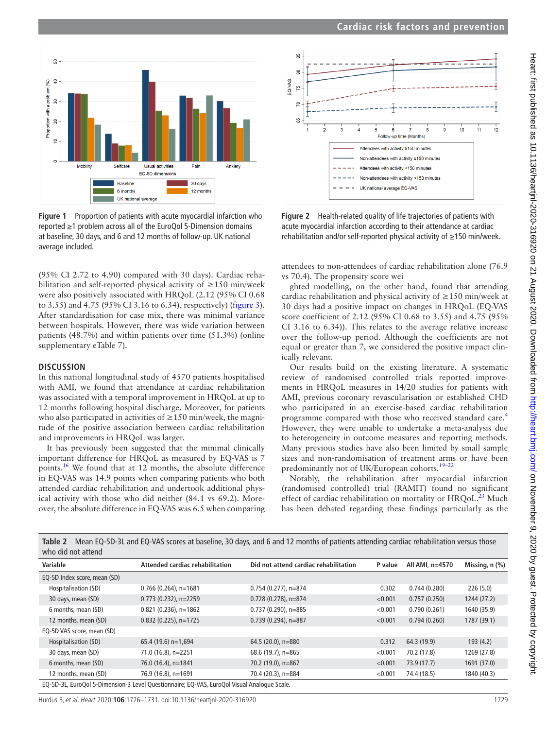Figure 1 Proportion of patients with acute myocardial infarction who reported ≥1 problem across all of the EuroQol 5-Dimension domains at baseline, 30 days, and 6 and 12 months of follow-up. UK national average included.

Figure 2 Health-related quality of life trajectories of patients with acute myocardial infarction according to their attendance at cardiac rehabilitation and/or self-reported physical activity of ≥150 min/week.

(95% CI 2.72 to 4.90) compared with 30 days). Cardiac rehabilitation and self-reported physical activity of ≥150 min/week were also positively associated with HRQoL (2.12 (95% CI 0.68 to 3.55) and 4.75 (95% CI 3.16 to 6.34), respectively) (figure 3). After standardisation for case mix, there was minimal variance between hospitals. However, there was wide variation between patients (48.7%) and within patients over time (51.3%) (online supplementary eTable 7).

## DISCUSSION

In this national longitudinal study of 4570 patients hospitalised with AMI, we found that attendance at cardiac rehabilitation was associated with a temporal improvement in HRQoL at up to 12 months following hospital discharge. Moreover, for patients who also participated in activities of ≥150 min/week, the magnitude of the positive association between cardiac rehabilitation and improvements in HRQoL was larger.

It has previously been suggested that the minimal clinically important difference for HRQoL as measured by EQ-VAS is 7 points.[16] We found that at 12 months, the absolute difference in EQ-VAS was 14.9 points when comparing patients who both attended cardiac rehabilitation and undertook additional physical activity with those who did neither (84.1 vs 69.2). Moreover, the absolute difference in EQ-VAS was 6.5 when comparing attendees to non-attendees of cardiac rehabilitation alone (76.9 vs 70.4). The propensity score wei ghted modelling, on the other hand, found that attending cardiac rehabilitation and physical activity of ≥150 min/week at 30 days had a positive impact on changes in HRQoL (EQ-VAS score coefficient of 2.12 (95% CI 0.68 to 3.55) and 4.75 (95% CI 3.16 to 6.34)). This relates to the average relative increase over the follow-up period. Although the coefficients are not equal or greater than 7, we considered the positive impact clinically relevant.

Our results build on the existing literature. A systematic review of randomised controlled trials reported improvements in HRQoL measures in 14/20 studies for patients with AMI, previous coronary revascularisation or established CHD who participated in an exercise-based cardiac rehabilitation programme compared with those who received standard care.[4] However, they were unable to undertake a meta-analysis due to heterogeneity in outcome measures and reporting methods. Many previous studies have also been limited by small sample sizes and non-randomisation of treatment arms or have been predominantly not of UK/European cohorts.[19–22]

Notably, the rehabilitation after myocardial infarction (randomised controlled) trial (RAMIT) found no significant effect of cardiac rehabilitation on mortality or HRQoL.[23] Much has been debated regarding these findings particularly as the

**Table 2** Mean EQ-5D-3L and EQ-VAS scores at baseline, 30 days, and 6 and 12 months of patients attending cardiac rehabilitation versus those who did not attend

| Variable | Attended cardiac rehabilitation | Did not attend cardiac rehabilitation | P value | All AMI, n=4570 | Missing, n (%) |
|---|---|---|---|---|---|
| EQ-5D Index score, mean (SD) | | | | | |
| Hospitalisation (SD) | 0.766 (0.264), n=1681 | 0.754 (0.277), n=874 | 0.302 | 0.744 (0.280) | 226 (5.0) |
| 30 days, mean (SD) | 0.773 (0.232), n=2259 | 0.728 (0.278), n=874 | <0.001 | 0.757 (0.250) | 1244 (27.2) |
| 6 months, mean (SD) | 0.821 (0.236), n=1862 | 0.737 (0.290), n=885 | <0.001 | 0.790 (0.261) | 1640 (35.9) |
| 12 months, mean (SD) | 0.832 (0.225), n=1725 | 0.739 (0.294), n=887 | <0.001 | 0.794 (0.260) | 1787 (39.1) |
| EQ-5D VAS score, mean (SD) | | | | | |
| Hospitalisation (SD) | 65.4 (19.6) n=1,694 | 64.5 (20.0), n=880 | 0.312 | 64.3 (19.9) | 193 (4.2) |
| 30 days, mean (SD) | 71.0 (16.8), n=2251 | 68.6 (19.7), n=865 | <0.001 | 70.2 (17.8) | 1269 (27.8) |
| 6 months, mean (SD) | 76.0 (16.4), n=1841 | 70.2 (19.0), n=867 | <0.001 | 73.9 (17.7) | 1691 (37.0) |
| 12 months, mean (SD) | 76.9 (16.8), n=1691 | 70.4 (20.3), n=884 | <0.001 | 74.4 (18.5) | 1840 (40.3) |

EQ-5D-3L, EuroQol 5-Dimension-3 Level Questionnaire; EQ-VAS, EuroQol Visual Analogue Scale.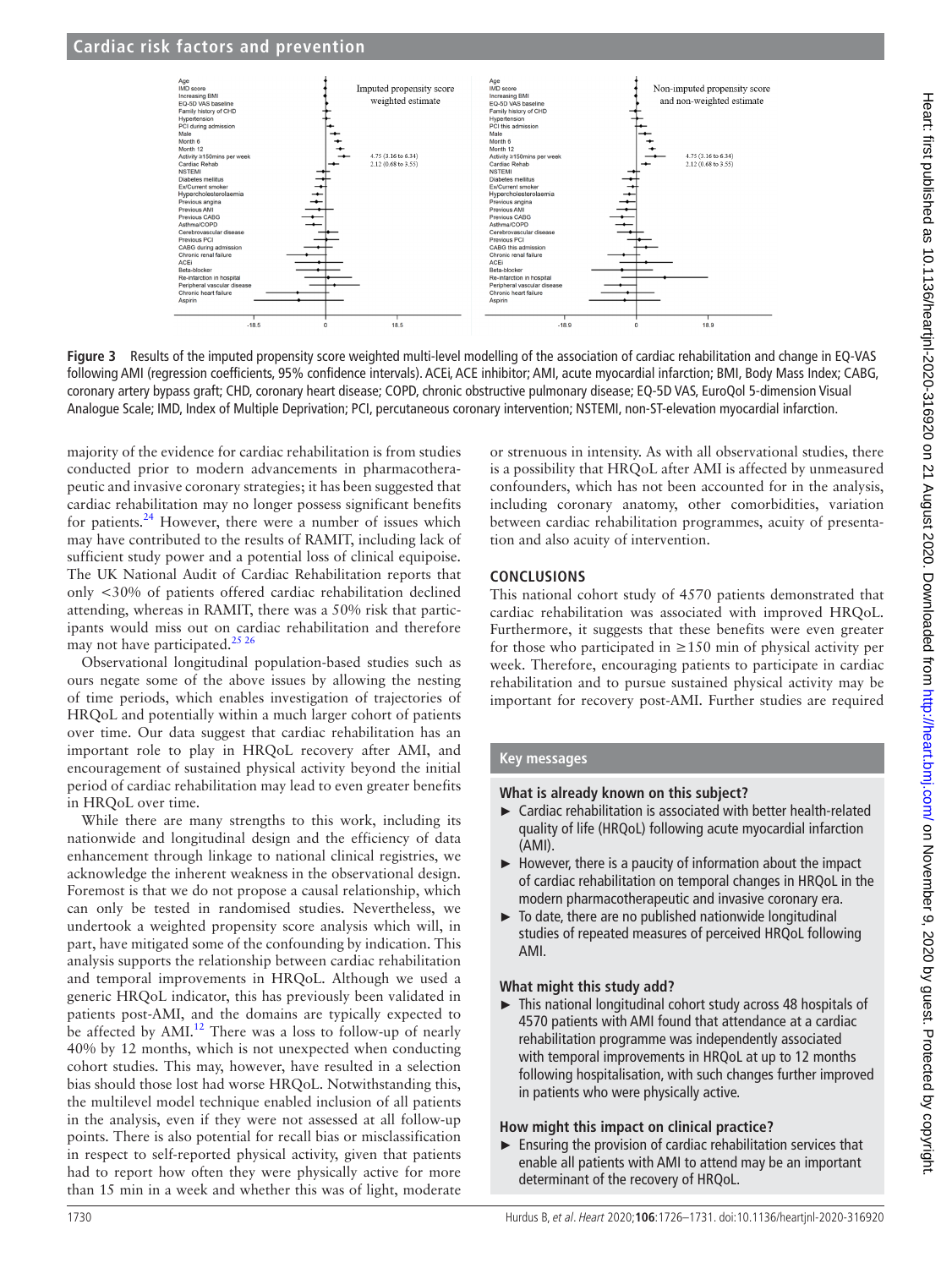Figure 3 Results of the imputed propensity score weighted multi-level modelling of the association of cardiac rehabilitation and change in EQ-VAS following AMI (regression coefficients, 95% confidence intervals). ACEi, ACE inhibitor; AMI, acute myocardial infarction; BMI, Body Mass Index; CABG, coronary artery bypass graft; CHD, coronary heart disease; COPD, chronic obstructive pulmonary disease; EQ-5D VAS, EuroQol 5-dimension Visual Analogue Scale; IMD, Index of Multiple Deprivation; PCI, percutaneous coronary intervention; NSTEMI, non-ST-elevation myocardial infarction.

majority of the evidence for cardiac rehabilitation is from studies conducted prior to modern advancements in pharmacotherapeutic and invasive coronary strategies; it has been suggested that cardiac rehabilitation may no longer possess significant benefits for patients.[24] However, there were a number of issues which may have contributed to the results of RAMIT, including lack of sufficient study power and a potential loss of clinical equipoise. The UK National Audit of Cardiac Rehabilitation reports that only <30% of patients offered cardiac rehabilitation declined attending, whereas in RAMIT, there was a 50% risk that participants would miss out on cardiac rehabilitation and therefore may not have participated.[25 26]

Observational longitudinal population-based studies such as ours negate some of the above issues by allowing the nesting of time periods, which enables investigation of trajectories of HRQoL and potentially within a much larger cohort of patients over time. Our data suggest that cardiac rehabilitation has an important role to play in HRQoL recovery after AMI, and encouragement of sustained physical activity beyond the initial period of cardiac rehabilitation may lead to even greater benefits in HRQoL over time.

While there are many strengths to this work, including its nationwide and longitudinal design and the efficiency of data enhancement through linkage to national clinical registries, we acknowledge the inherent weakness in the observational design. Foremost is that we do not propose a causal relationship, which can only be tested in randomised studies. Nevertheless, we undertook a weighted propensity score analysis which will, in part, have mitigated some of the confounding by indication. This analysis supports the relationship between cardiac rehabilitation and temporal improvements in HRQoL. Although we used a generic HRQoL indicator, this has previously been validated in patients post-AMI, and the domains are typically expected to be affected by AMI.[12] There was a loss to follow-up of nearly 40% by 12 months, which is not unexpected when conducting cohort studies. This may, however, have resulted in a selection bias should those lost had worse HRQoL. Notwithstanding this, the multilevel model technique enabled inclusion of all patients in the analysis, even if they were not assessed at all follow-up points. There is also potential for recall bias or misclassification in respect to self-reported physical activity, given that patients had to report how often they were physically active for more than 15 min in a week and whether this was of light, moderate or strenuous in intensity. As with all observational studies, there is a possibility that HRQoL after AMI is affected by unmeasured confounders, which has not been accounted for in the analysis, including coronary anatomy, other comorbidities, variation between cardiac rehabilitation programmes, acuity of presentation and also acuity of intervention.

## CONCLUSIONS

This national cohort study of 4570 patients demonstrated that cardiac rehabilitation was associated with improved HRQoL. Furthermore, it suggests that these benefits were even greater for those who participated in ≥150 min of physical activity per week. Therefore, encouraging patients to participate in cardiac rehabilitation and to pursue sustained physical activity may be important for recovery post-AMI. Further studies are required

## Key messages

### What is already known on this subject?

- Cardiac rehabilitation is associated with better health-related quality of life (HRQoL) following acute myocardial infarction (AMI).
- However, there is a paucity of information about the impact of cardiac rehabilitation on temporal changes in HRQoL in the modern pharmacotherapeutic and invasive coronary era.
- To date, there are no published nationwide longitudinal studies of repeated measures of perceived HRQoL following AMI.

### What might this study add?

- This national longitudinal cohort study across 48 hospitals of 4570 patients with AMI found that attendance at a cardiac rehabilitation programme was independently associated with temporal improvements in HRQoL at up to 12 months following hospitalisation, with such changes further improved in patients who were physically active.

### How might this impact on clinical practice?

- Ensuring the provision of cardiac rehabilitation services that enable all patients with AMI to attend may be an important determinant of the recovery of HRQoL.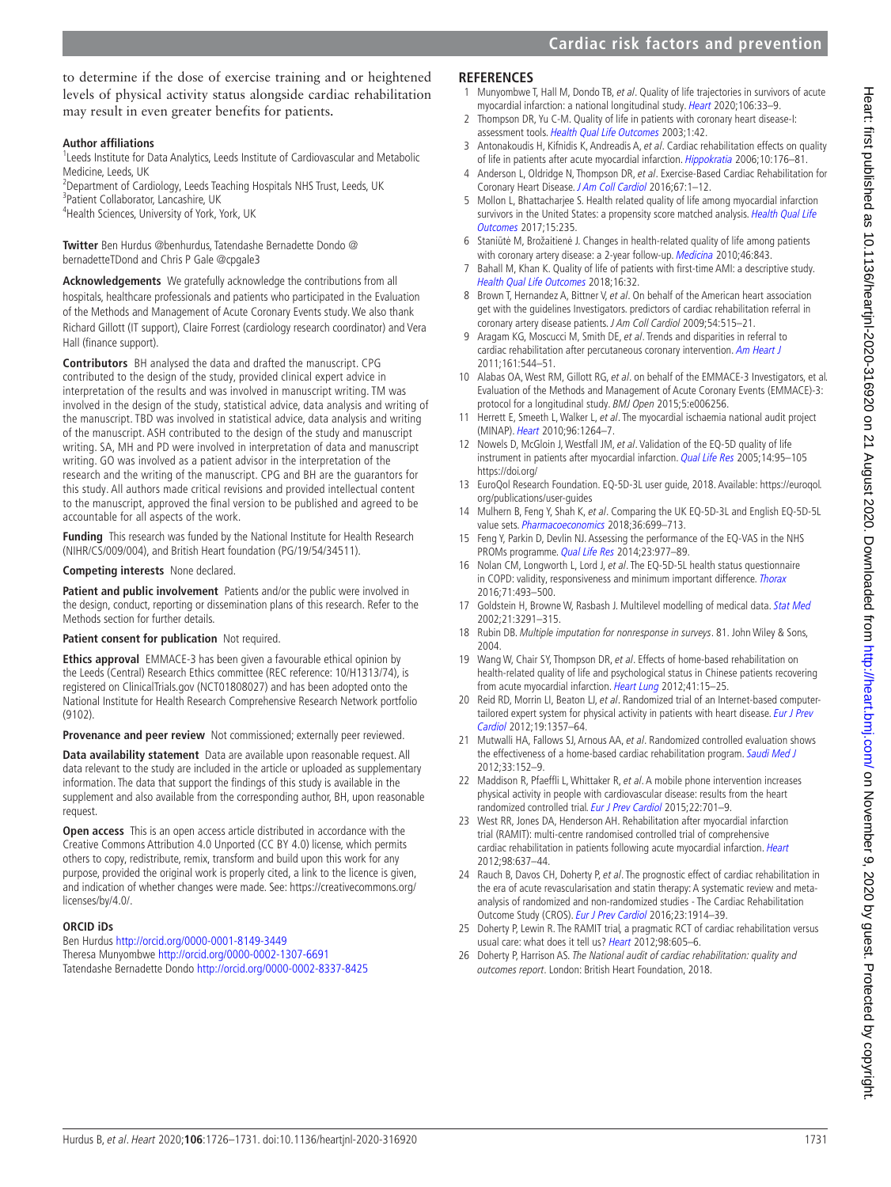to determine if the dose of exercise training and or heightened levels of physical activity status alongside cardiac rehabilitation may result in even greater benefits for patients.

**Author affiliations**

[1]Leeds Institute for Data Analytics, Leeds Institute of Cardiovascular and Metabolic Medicine, Leeds, UK
[2]Department of Cardiology, Leeds Teaching Hospitals NHS Trust, Leeds, UK
[3]Patient Collaborator, Lancashire, UK
[4]Health Sciences, University of York, York, UK

**Twitter** Ben Hurdus @benhurdus, Tatendashe Bernadette Dondo @bernadetteTDond and Chris P Gale @cpgale3

**Acknowledgements** We gratefully acknowledge the contributions from all hospitals, healthcare professionals and patients who participated in the Evaluation of the Methods and Management of Acute Coronary Events study. We also thank Richard Gillott (IT support), Claire Forrest (cardiology research coordinator) and Vera Hall (finance support).

**Contributors** BH analysed the data and drafted the manuscript. CPG contributed to the design of the study, provided clinical expert advice in interpretation of the results and was involved in manuscript writing. TM was involved in the design of the study, statistical advice, data analysis and writing of the manuscript. TBD was involved in statistical advice, data analysis and writing of the manuscript. ASH contributed to the design of the study and manuscript writing. SA, MH and PD were involved in interpretation of data and manuscript writing. GO was involved as a patient advisor in the interpretation of the research and the writing of the manuscript. CPG and BH are the guarantors for this study. All authors made critical revisions and provided intellectual content to the manuscript, approved the final version to be published and agreed to be accountable for all aspects of the work.

**Funding** This research was funded by the National Institute for Health Research (NIHR/CS/009/004), and British Heart foundation (PG/19/54/34511).

**Competing interests** None declared.

**Patient and public involvement** Patients and/or the public were involved in the design, conduct, reporting or dissemination plans of this research. Refer to the Methods section for further details.

**Patient consent for publication** Not required.

**Ethics approval** EMMACE-3 has been given a favourable ethical opinion by the Leeds (Central) Research Ethics committee (REC reference: 10/H1313/74), is registered on ClinicalTrials.gov (NCT01808027) and has been adopted onto the National Institute for Health Research Comprehensive Research Network portfolio (9102).

**Provenance and peer review** Not commissioned; externally peer reviewed.

**Data availability statement** Data are available upon reasonable request. All data relevant to the study are included in the article or uploaded as supplementary information. The data that support the findings of this study is available in the supplement and also available from the corresponding author, BH, upon reasonable request.

**Open access** This is an open access article distributed in accordance with the Creative Commons Attribution 4.0 Unported (CC BY 4.0) license, which permits others to copy, redistribute, remix, transform and build upon this work for any purpose, provided the original work is properly cited, a link to the licence is given, and indication of whether changes were made. See: https://creativecommons.org/licenses/by/4.0/.

**ORCID iDs**

Ben Hurdus http://orcid.org/0000-0001-8149-3449
Theresa Munyombwe http://orcid.org/0000-0002-1307-6691
Tatendashe Bernadette Dondo http://orcid.org/0000-0002-8337-8425

## REFERENCES

1. Munyombwe T, Hall M, Dondo TB, *et al*. Quality of life trajectories in survivors of acute myocardial infarction: a national longitudinal study. *Heart* 2020;106:33–9.
2. Thompson DR, Yu C-M. Quality of life in patients with coronary heart disease-I: assessment tools. *Health Qual Life Outcomes* 2003;1:42.
3. Antonakoudis H, Kifnidis K, Andreadis A, *et al*. Cardiac rehabilitation effects on quality of life in patients after acute myocardial infarction. *Hippokratia* 2006;10:176–81.
4. Anderson L, Oldridge N, Thompson DR, *et al*. Exercise-Based Cardiac Rehabilitation for Coronary Heart Disease. *J Am Coll Cardiol* 2016;67:1–12.
5. Mollon L, Bhattacharjee S. Health related quality of life among myocardial infarction survivors in the United States: a propensity score matched analysis. *Health Qual Life Outcomes* 2017;15:235.
6. Staniūtė M, Brožaitienė J. Changes in health-related quality of life among patients with coronary artery disease: a 2-year follow-up. *Medicina* 2010;46:843.
7. Bahall M, Khan K. Quality of life of patients with first-time AMI: a descriptive study. *Health Qual Life Outcomes* 2018;16:32.
8. Brown T, Hernandez A, Bittner V, *et al*. On behalf of the American heart association get with the guidelines Investigators. predictors of cardiac rehabilitation referral in coronary artery disease patients. *J Am Coll Cardiol* 2009;54:515–21.
9. Aragam KG, Moscucci M, Smith DE, *et al*. Trends and disparities in referral to cardiac rehabilitation after percutaneous coronary intervention. *Am Heart J* 2011;161:544–51.
10. Alabas OA, West RM, Gillott RG, *et al*. on behalf of the EMMACE-3 Investigators, et al. Evaluation of the Methods and Management of Acute Coronary Events (EMMACE)-3: protocol for a longitudinal study. *BMJ Open* 2015;5:e006256.
11. Herrett E, Smeeth L, Walker L, *et al*. The myocardial ischaemia national audit project (MINAP). *Heart* 2010;96:1264–7.
12. Nowels D, McGloin J, Westfall JM, *et al*. Validation of the EQ-5D quality of life instrument in patients after myocardial infarction. *Qual Life Res* 2005;14:95–105 https://doi.org/
13. EuroQol Research Foundation. EQ-5D-3L user guide, 2018. Available: https://euroqol.org/publications/user-guides
14. Mulhern B, Feng Y, Shah K, *et al*. Comparing the UK EQ-5D-3L and English EQ-5D-5L value sets. *Pharmacoeconomics* 2018;36:699–713.
15. Feng Y, Parkin D, Devlin NJ. Assessing the performance of the EQ-VAS in the NHS PROMs programme. *Qual Life Res* 2014;23:977–89.
16. Nolan CM, Longworth L, Lord J, *et al*. The EQ-5D-5L health status questionnaire in COPD: validity, responsiveness and minimum important difference. *Thorax* 2016;71:493–500.
17. Goldstein H, Browne W, Rasbash J. Multilevel modelling of medical data. *Stat Med* 2002;21:3291–315.
18. Rubin DB. *Multiple imputation for nonresponse in surveys*. 81. John Wiley & Sons, 2004.
19. Wang W, Chair SY, Thompson DR, *et al*. Effects of home-based rehabilitation on health-related quality of life and psychological status in Chinese patients recovering from acute myocardial infarction. *Heart Lung* 2012;41:15–25.
20. Reid RD, Morrin LI, Beaton LJ, *et al*. Randomized trial of an Internet-based computer-tailored expert system for physical activity in patients with heart disease. *Eur J Prev Cardiol* 2012;19:1357–64.
21. Mutwalli HA, Fallows SJ, Arnous AA, *et al*. Randomized controlled evaluation shows the effectiveness of a home-based cardiac rehabilitation program. *Saudi Med J* 2012;33:152–9.
22. Maddison R, Pfaeffli L, Whittaker R, *et al*. A mobile phone intervention increases physical activity in people with cardiovascular disease: results from the heart randomized controlled trial. *Eur J Prev Cardiol* 2015;22:701–9.
23. West RR, Jones DA, Henderson AH. Rehabilitation after myocardial infarction trial (RAMIT): multi-centre randomised controlled trial of comprehensive cardiac rehabilitation in patients following acute myocardial infarction. *Heart* 2012;98:637–44.
24. Rauch B, Davos CH, Doherty P, *et al*. The prognostic effect of cardiac rehabilitation in the era of acute revascularisation and statin therapy: A systematic review and meta-analysis of randomized and non-randomized studies - The Cardiac Rehabilitation Outcome Study (CROS). *Eur J Prev Cardiol* 2016;23:1914–39.
25. Doherty P, Lewin R. The RAMIT trial, a pragmatic RCT of cardiac rehabilitation versus usual care: what does it tell us? *Heart* 2012;98:605–6.
26. Doherty P, Harrison AS. *The National audit of cardiac rehabilitation: quality and outcomes report*. London: British Heart Foundation, 2018.